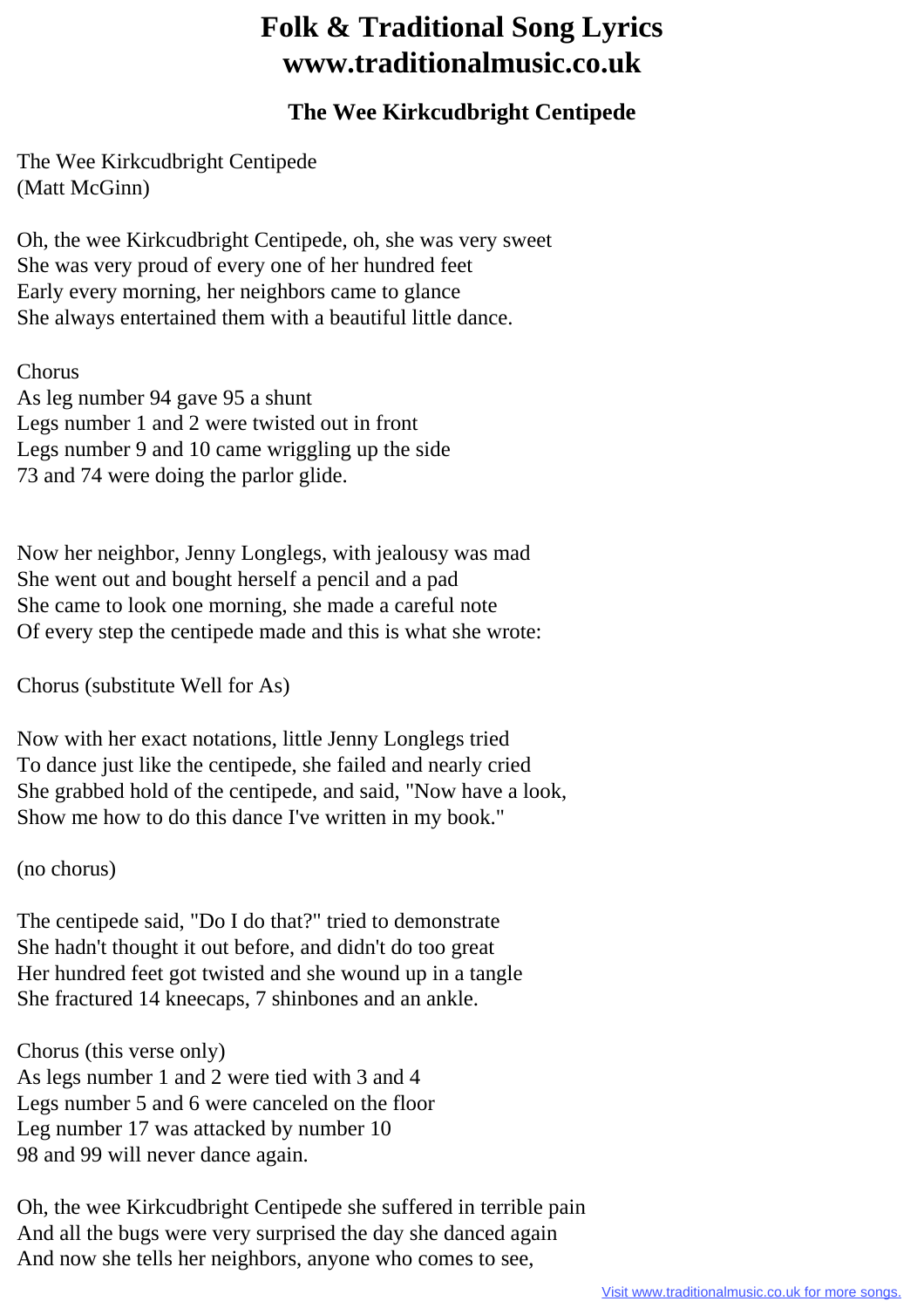# Folk & Traditional Song Lyrics
# www.traditionalmusic.co.uk

## The Wee Kirkcudbright Centipede

The Wee Kirkcudbright Centipede
(Matt McGinn)

Oh, the wee Kirkcudbright Centipede, oh, she was very sweet
She was very proud of every one of her hundred feet
Early every morning, her neighbors came to glance
She always entertained them with a beautiful little dance.

Chorus
As leg number 94 gave 95 a shunt
Legs number 1 and 2 were twisted out in front
Legs number 9 and 10 came wriggling up the side
73 and 74 were doing the parlor glide.

Now her neighbor, Jenny Longlegs, with jealousy was mad
She went out and bought herself a pencil and a pad
She came to look one morning, she made a careful note
Of every step the centipede made and this is what she wrote:

Chorus (substitute Well for As)

Now with her exact notations, little Jenny Longlegs tried
To dance just like the centipede, she failed and nearly cried
She grabbed hold of the centipede, and said, "Now have a look,
Show me how to do this dance I've written in my book."

(no chorus)

The centipede said, "Do I do that?" tried to demonstrate
She hadn't thought it out before, and didn't do too great
Her hundred feet got twisted and she wound up in a tangle
She fractured 14 kneecaps, 7 shinbones and an ankle.

Chorus (this verse only)
As legs number 1 and 2 were tied with 3 and 4
Legs number 5 and 6 were canceled on the floor
Leg number 17 was attacked by number 10
98 and 99 will never dance again.

Oh, the wee Kirkcudbright Centipede she suffered in terrible pain
And all the bugs were very surprised the day she danced again
And now she tells her neighbors, anyone who comes to see,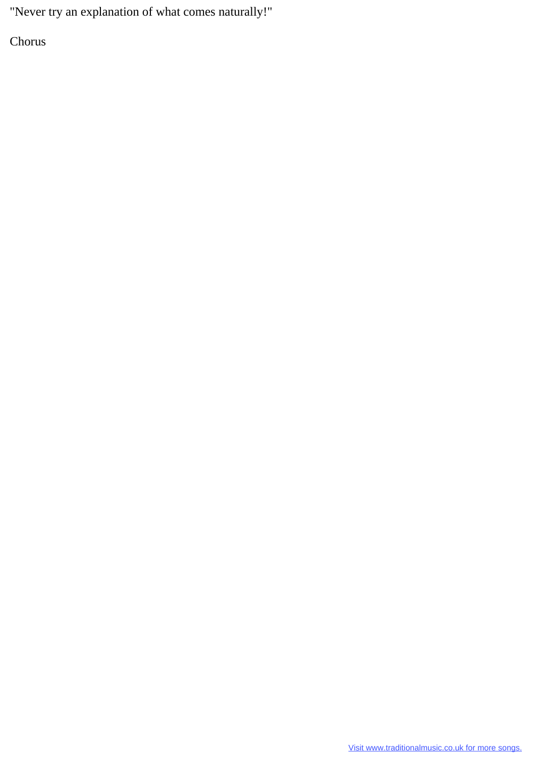"Never try an explanation of what comes naturally!"

Chorus